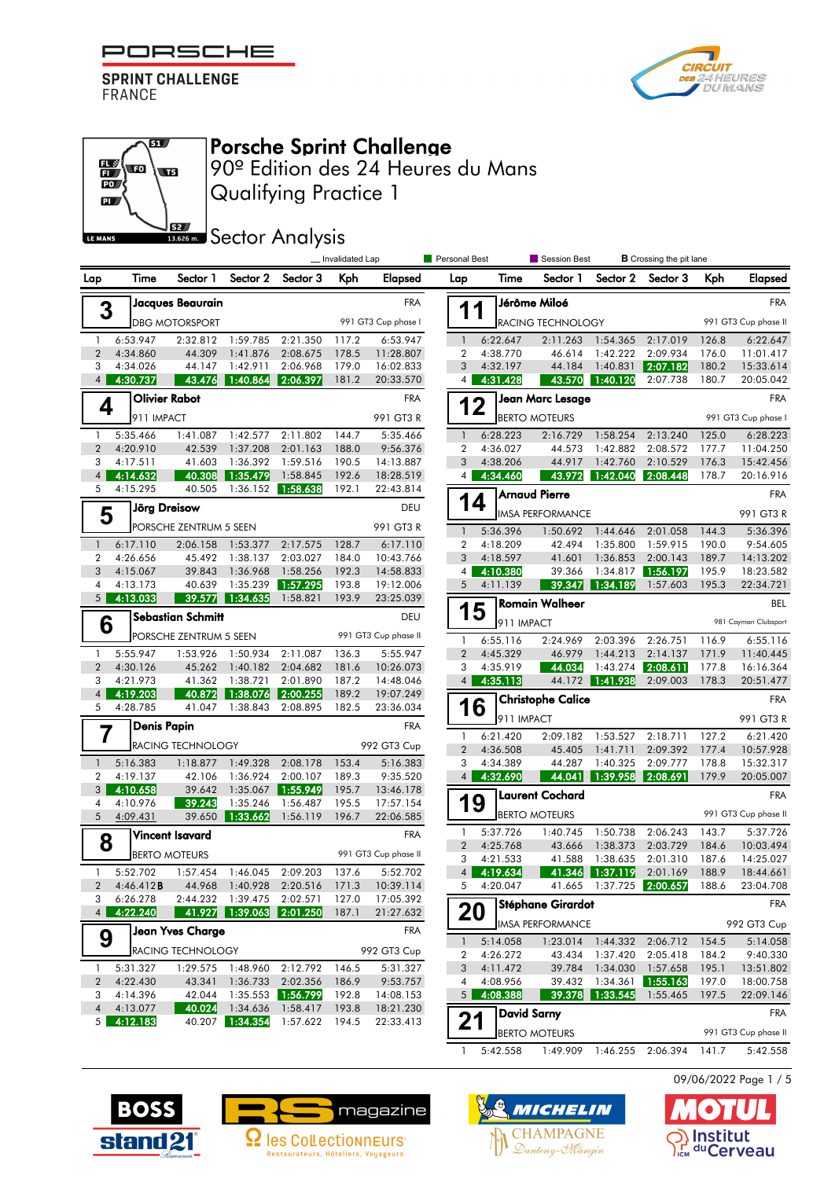PORSCHE SPRINT CHALLENGE FRANCE

# Porsche Sprint Challenge

## 90º Edition des 24 Heures du Mans

## Qualifying Practice 1

## Sector Analysis

LE MANS 13.626 m.

_ Invalidated Lap | Personal Best | Session Best | B Crossing the pit lane

### 3 Jacques Beaurain — FRA — DBG MOTORSPORT — 991 GT3 Cup phase I

| Lap | Time | Sector 1 | Sector 2 | Sector 3 | Kph | Elapsed |
|---|---|---|---|---|---|---|
| 1 | 6:53.947 | 2:32.812 | 1:59.785 | 2:21.350 | 117.2 | 6:53.947 |
| 2 | 4:34.860 | 44.309 | 1:41.876 | 2:08.675 | 178.5 | 11:28.807 |
| 3 | 4:34.026 | 44.147 | 1:42.911 | 2:06.968 | 179.0 | 16:02.833 |
| 4 | 4:30.737 | 43.476 | 1:40.864 | 2:06.397 | 181.2 | 20:33.570 |

### 4 Olivier Rabot — FRA — 911 IMPACT — 991 GT3 R

| Lap | Time | Sector 1 | Sector 2 | Sector 3 | Kph | Elapsed |
|---|---|---|---|---|---|---|
| 1 | 5:35.466 | 1:41.087 | 1:42.577 | 2:11.802 | 144.7 | 5:35.466 |
| 2 | 4:20.910 | 42.539 | 1:37.208 | 2:01.163 | 188.0 | 9:56.376 |
| 3 | 4:17.511 | 41.603 | 1:36.392 | 1:59.516 | 190.5 | 14:13.887 |
| 4 | 4:14.632 | 40.308 | 1:35.479 | 1:58.845 | 192.6 | 18:28.519 |
| 5 | 4:15.295 | 40.505 | 1:36.152 | 1:58.638 | 192.1 | 22:43.814 |

### 5 Jörg Dreisow — DEU — PORSCHE ZENTRUM 5 SEEN — 991 GT3 R

| Lap | Time | Sector 1 | Sector 2 | Sector 3 | Kph | Elapsed |
|---|---|---|---|---|---|---|
| 1 | 6:17.110 | 2:06.158 | 1:53.377 | 2:17.575 | 128.7 | 6:17.110 |
| 2 | 4:26.656 | 45.492 | 1:38.137 | 2:03.027 | 184.0 | 10:43.766 |
| 3 | 4:15.067 | 39.843 | 1:36.968 | 1:58.256 | 192.3 | 14:58.833 |
| 4 | 4:13.173 | 40.639 | 1:35.239 | 1:57.295 | 193.8 | 19:12.006 |
| 5 | 4:13.033 | 39.577 | 1:34.635 | 1:58.821 | 193.9 | 23:25.039 |

### 6 Sebastian Schmitt — DEU — PORSCHE ZENTRUM 5 SEEN — 991 GT3 Cup phase II

| Lap | Time | Sector 1 | Sector 2 | Sector 3 | Kph | Elapsed |
|---|---|---|---|---|---|---|
| 1 | 5:55.947 | 1:53.926 | 1:50.934 | 2:11.087 | 136.3 | 5:55.947 |
| 2 | 4:30.126 | 45.262 | 1:40.182 | 2:04.682 | 181.6 | 10:26.073 |
| 3 | 4:21.973 | 41.362 | 1:38.721 | 2:01.890 | 187.2 | 14:48.046 |
| 4 | 4:19.203 | 40.872 | 1:38.076 | 2:00.255 | 189.2 | 19:07.249 |
| 5 | 4:28.785 | 41.047 | 1:38.843 | 2:08.895 | 182.5 | 23:36.034 |

### 7 Denis Papin — FRA — RACING TECHNOLOGY — 992 GT3 Cup

| Lap | Time | Sector 1 | Sector 2 | Sector 3 | Kph | Elapsed |
|---|---|---|---|---|---|---|
| 1 | 5:16.383 | 1:18.877 | 1:49.328 | 2:08.178 | 153.4 | 5:16.383 |
| 2 | 4:19.137 | 42.106 | 1:36.924 | 2:00.107 | 189.3 | 9:35.520 |
| 3 | 4:10.658 | 39.642 | 1:35.067 | 1:55.949 | 195.7 | 13:46.178 |
| 4 | 4:10.976 | 39.243 | 1:35.246 | 1:56.487 | 195.5 | 17:57.154 |
| 5 | 4:09.431 | 39.650 | 1:33.662 | 1:56.119 | 196.7 | 22:06.585 |

### 8 Vincent Isavard — FRA — BERTO MOTEURS — 991 GT3 Cup phase II

| Lap | Time | Sector 1 | Sector 2 | Sector 3 | Kph | Elapsed |
|---|---|---|---|---|---|---|
| 1 | 5:52.702 | 1:57.454 | 1:46.045 | 2:09.203 | 137.6 | 5:52.702 |
| 2 | 4:46.412B | 44.968 | 1:40.928 | 2:20.516 | 171.3 | 10:39.114 |
| 3 | 6:26.278 | 2:44.232 | 1:39.475 | 2:02.571 | 127.0 | 17:05.392 |
| 4 | 4:22.240 | 41.927 | 1:39.063 | 2:01.250 | 187.1 | 21:27.632 |

### 9 Jean Yves Charge — FRA — RACING TECHNOLOGY — 992 GT3 Cup

| Lap | Time | Sector 1 | Sector 2 | Sector 3 | Kph | Elapsed |
|---|---|---|---|---|---|---|
| 1 | 5:31.327 | 1:29.575 | 1:48.960 | 2:12.792 | 146.5 | 5:31.327 |
| 2 | 4:22.430 | 43.341 | 1:36.733 | 2:02.356 | 186.9 | 9:53.757 |
| 3 | 4:14.396 | 42.044 | 1:35.553 | 1:56.799 | 192.8 | 14:08.153 |
| 4 | 4:13.077 | 40.024 | 1:34.636 | 1:58.417 | 193.8 | 18:21.230 |
| 5 | 4:12.183 | 40.207 | 1:34.354 | 1:57.622 | 194.5 | 22:33.413 |

### 11 Jérôme Miloé — FRA — RACING TECHNOLOGY — 991 GT3 Cup phase II

| Lap | Time | Sector 1 | Sector 2 | Sector 3 | Kph | Elapsed |
|---|---|---|---|---|---|---|
| 1 | 6:22.647 | 2:11.263 | 1:54.365 | 2:17.019 | 126.8 | 6:22.647 |
| 2 | 4:38.770 | 46.614 | 1:42.222 | 2:09.934 | 176.0 | 11:01.417 |
| 3 | 4:32.197 | 44.184 | 1:40.831 | 2:07.182 | 180.2 | 15:33.614 |
| 4 | 4:31.428 | 43.570 | 1:40.120 | 2:07.738 | 180.7 | 20:05.042 |

### 12 Jean Marc Lesage — FRA — BERTO MOTEURS — 991 GT3 Cup phase I

| Lap | Time | Sector 1 | Sector 2 | Sector 3 | Kph | Elapsed |
|---|---|---|---|---|---|---|
| 1 | 6:28.223 | 2:16.729 | 1:58.254 | 2:13.240 | 125.0 | 6:28.223 |
| 2 | 4:36.027 | 44.573 | 1:42.882 | 2:08.572 | 177.7 | 11:04.250 |
| 3 | 4:38.206 | 44.917 | 1:42.760 | 2:10.529 | 176.3 | 15:42.456 |
| 4 | 4:34.460 | 43.972 | 1:42.040 | 2:08.448 | 178.7 | 20:16.916 |

### 14 Arnaud Pierre — FRA — IMSA PERFORMANCE — 991 GT3 R

| Lap | Time | Sector 1 | Sector 2 | Sector 3 | Kph | Elapsed |
|---|---|---|---|---|---|---|
| 1 | 5:36.396 | 1:50.692 | 1:44.646 | 2:01.058 | 144.3 | 5:36.396 |
| 2 | 4:18.209 | 42.494 | 1:35.800 | 1:59.915 | 190.0 | 9:54.605 |
| 3 | 4:18.597 | 41.601 | 1:36.853 | 2:00.143 | 189.7 | 14:13.202 |
| 4 | 4:10.380 | 39.366 | 1:34.817 | 1:56.197 | 195.9 | 18:23.582 |
| 5 | 4:11.139 | 39.347 | 1:34.189 | 1:57.603 | 195.3 | 22:34.721 |

### 15 Romain Walheer — BEL — 911 IMPACT — 981 Cayman Clubsport

| Lap | Time | Sector 1 | Sector 2 | Sector 3 | Kph | Elapsed |
|---|---|---|---|---|---|---|
| 1 | 6:55.116 | 2:24.969 | 2:03.396 | 2:26.751 | 116.9 | 6:55.116 |
| 2 | 4:45.329 | 46.979 | 1:44.213 | 2:14.137 | 171.9 | 11:40.445 |
| 3 | 4:35.919 | 44.034 | 1:43.274 | 2:08.611 | 177.8 | 16:16.364 |
| 4 | 4:35.113 | 44.172 | 1:41.938 | 2:09.003 | 178.3 | 20:51.477 |

### 16 Christophe Calice — FRA — 911 IMPACT — 991 GT3 R

| Lap | Time | Sector 1 | Sector 2 | Sector 3 | Kph | Elapsed |
|---|---|---|---|---|---|---|
| 1 | 6:21.420 | 2:09.182 | 1:53.527 | 2:18.711 | 127.2 | 6:21.420 |
| 2 | 4:36.508 | 45.405 | 1:41.711 | 2:09.392 | 177.4 | 10:57.928 |
| 3 | 4:34.389 | 44.287 | 1:40.325 | 2:09.777 | 178.8 | 15:32.317 |
| 4 | 4:32.690 | 44.041 | 1:39.958 | 2:08.691 | 179.9 | 20:05.007 |

### 19 Laurent Cochard — FRA — BERTO MOTEURS — 991 GT3 Cup phase II

| Lap | Time | Sector 1 | Sector 2 | Sector 3 | Kph | Elapsed |
|---|---|---|---|---|---|---|
| 1 | 5:37.726 | 1:40.745 | 1:50.738 | 2:06.243 | 143.7 | 5:37.726 |
| 2 | 4:25.768 | 43.666 | 1:38.373 | 2:03.729 | 184.6 | 10:03.494 |
| 3 | 4:21.533 | 41.588 | 1:38.635 | 2:01.310 | 187.6 | 14:25.027 |
| 4 | 4:19.634 | 41.346 | 1:37.119 | 2:01.169 | 188.9 | 18:44.661 |
| 5 | 4:20.047 | 41.665 | 1:37.725 | 2:00.657 | 188.6 | 23:04.708 |

### 20 Stéphane Girardot — FRA — IMSA PERFORMANCE — 992 GT3 Cup

| Lap | Time | Sector 1 | Sector 2 | Sector 3 | Kph | Elapsed |
|---|---|---|---|---|---|---|
| 1 | 5:14.058 | 1:23.014 | 1:44.332 | 2:06.712 | 154.5 | 5:14.058 |
| 2 | 4:26.272 | 43.434 | 1:37.420 | 2:05.418 | 184.2 | 9:40.330 |
| 3 | 4:11.472 | 39.784 | 1:34.030 | 1:57.658 | 195.1 | 13:51.802 |
| 4 | 4:08.956 | 39.432 | 1:34.361 | 1:55.163 | 197.0 | 18:00.758 |
| 5 | 4:08.388 | 39.378 | 1:33.545 | 1:55.465 | 197.5 | 22:09.146 |

### 21 David Sarny — FRA — BERTO MOTEURS — 991 GT3 Cup phase II

| Lap | Time | Sector 1 | Sector 2 | Sector 3 | Kph | Elapsed |
|---|---|---|---|---|---|---|
| 1 | 5:42.558 | 1:49.909 | 1:46.255 | 2:06.394 | 141.7 | 5:42.558 |

09/06/2022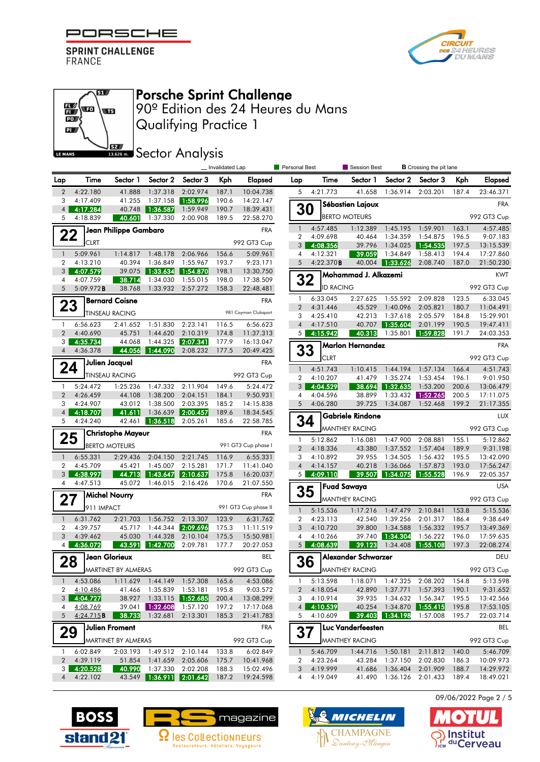# Porsche Sprint Challenge

## 90º Edition des 24 Heures du Mans

## Qualifying Practice 1

## Sector Analysis

_ Invalidated Lap | Personal Best | Session Best | B Crossing the pit lane

(continued from previous page)

| Lap | Time | Sector 1 | Sector 2 | Sector 3 | Kph | Elapsed |
|---|---|---|---|---|---|---|
| 2 | 4:22.180 | 41.888 | 1:37.318 | 2:02.974 | 187.1 | 10:04.738 |
| 3 | 4:17.409 | 41.255 | 1:37.158 | 1:58.996 | 190.6 | 14:22.147 |
| 4 | 4:17.284 | 40.748 | 1:36.587 | 1:59.949 | 190.7 | 18:39.431 |
| 5 | 4:18.839 | 40.601 | 1:37.330 | 2:00.908 | 189.5 | 22:58.270 |

### 22 Jean Philippe Gambaro — FRA — CLRT — 992 GT3 Cup

| Lap | Time | Sector 1 | Sector 2 | Sector 3 | Kph | Elapsed |
|---|---|---|---|---|---|---|
| 1 | 5:09.961 | 1:14.817 | 1:48.178 | 2:06.966 | 156.6 | 5:09.961 |
| 2 | 4:13.210 | 40.394 | 1:36.849 | 1:55.967 | 193.7 | 9:23.171 |
| 3 | 4:07.579 | 39.075 | 1:33.634 | 1:54.870 | 198.1 | 13:30.750 |
| 4 | 4:07.759 | 38.714 | 1:34.030 | 1:55.015 | 198.0 | 17:38.509 |
| 5 | 5:09.972B | 38.768 | 1:33.932 | 2:57.272 | 158.3 | 22:48.481 |

### 23 Bernard Coisne — FRA — TINSEAU RACING — 981 Cayman Clubsport

| Lap | Time | Sector 1 | Sector 2 | Sector 3 | Kph | Elapsed |
|---|---|---|---|---|---|---|
| 1 | 6:56.623 | 2:41.652 | 1:51.830 | 2:23.141 | 116.5 | 6:56.623 |
| 2 | 4:40.690 | 45.751 | 1:44.620 | 2:10.319 | 174.8 | 11:37.313 |
| 3 | 4:35.734 | 44.068 | 1:44.325 | 2:07.341 | 177.9 | 16:13.047 |
| 4 | 4:36.378 | 44.056 | 1:44.090 | 2:08.232 | 177.5 | 20:49.425 |

### 24 Julien Jacquel — FRA — TINSEAU RACING — 992 GT3 Cup

| Lap | Time | Sector 1 | Sector 2 | Sector 3 | Kph | Elapsed |
|---|---|---|---|---|---|---|
| 1 | 5:24.472 | 1:25.236 | 1:47.332 | 2:11.904 | 149.6 | 5:24.472 |
| 2 | 4:26.459 | 44.108 | 1:38.200 | 2:04.151 | 184.1 | 9:50.931 |
| 3 | 4:24.907 | 43.012 | 1:38.500 | 2:03.395 | 185.2 | 14:15.838 |
| 4 | 4:18.707 | 41.611 | 1:36.639 | 2:00.457 | 189.6 | 18:34.545 |
| 5 | 4:24.240 | 42.461 | 1:36.518 | 2:05.261 | 185.6 | 22:58.785 |

### 25 Christophe Mayeur — FRA — BERTO MOTEURS — 991 GT3 Cup phase I

| Lap | Time | Sector 1 | Sector 2 | Sector 3 | Kph | Elapsed |
|---|---|---|---|---|---|---|
| 1 | 6:55.331 | 2:29.436 | 2:04.150 | 2:21.745 | 116.9 | 6:55.331 |
| 2 | 4:45.709 | 45.421 | 1:45.007 | 2:15.281 | 171.7 | 11:41.040 |
| 3 | 4:38.997 | 44.713 | 1:43.647 | 2:10.637 | 175.8 | 16:20.037 |
| 4 | 4:47.513 | 45.072 | 1:46.015 | 2:16.426 | 170.6 | 21:07.550 |

### 27 Michel Nourry — FRA — 911 IMPACT — 991 GT3 Cup phase II

| Lap | Time | Sector 1 | Sector 2 | Sector 3 | Kph | Elapsed |
|---|---|---|---|---|---|---|
| 1 | 6:31.762 | 2:21.703 | 1:56.752 | 2:13.307 | 123.9 | 6:31.762 |
| 2 | 4:39.757 | 45.717 | 1:44.344 | 2:09.696 | 175.3 | 11:11.519 |
| 3 | 4:39.462 | 45.030 | 1:44.328 | 2:10.104 | 175.5 | 15:50.981 |
| 4 | 4:36.072 | 43.591 | 1:42.700 | 2:09.781 | 177.7 | 20:27.053 |

### 28 Jean Glorieux — BEL — MARTINET BY ALMERAS — 992 GT3 Cup

| Lap | Time | Sector 1 | Sector 2 | Sector 3 | Kph | Elapsed |
|---|---|---|---|---|---|---|
| 1 | 4:53.086 | 1:11.629 | 1:44.149 | 1:57.308 | 165.6 | 4:53.086 |
| 2 | 4:10.486 | 41.466 | 1:35.839 | 1:53.181 | 195.8 | 9:03.572 |
| 3 | 4:04.727 | 38.927 | 1:33.115 | 1:52.685 | 200.4 | 13:08.299 |
| 4 | 4:08.769 | 39.041 | 1:32.608 | 1:57.120 | 197.2 | 17:17.068 |
| 5 | 4:24.715B | 38.733 | 1:32.681 | 2:13.301 | 185.3 | 21:41.783 |

### 29 Julien Froment — FRA — MARTINET BY ALMERAS — 992 GT3 Cup

| Lap | Time | Sector 1 | Sector 2 | Sector 3 | Kph | Elapsed |
|---|---|---|---|---|---|---|
| 1 | 6:02.849 | 2:03.193 | 1:49.512 | 2:10.144 | 133.8 | 6:02.849 |
| 2 | 4:39.119 | 51.854 | 1:41.659 | 2:05.606 | 175.7 | 10:41.968 |
| 3 | 4:20.528 | 40.990 | 1:37.330 | 2:02.208 | 188.3 | 15:02.496 |
| 4 | 4:22.102 | 43.549 | 1:36.911 | 2:01.642 | 187.2 | 19:24.598 |

(continued)

| Lap | Time | Sector 1 | Sector 2 | Sector 3 | Kph | Elapsed |
|---|---|---|---|---|---|---|
| 5 | 4:21.773 | 41.658 | 1:36.914 | 2:03.201 | 187.4 | 23:46.371 |

### 30 Sébastien Lajoux — FRA — BERTO MOTEURS — 992 GT3 Cup

| Lap | Time | Sector 1 | Sector 2 | Sector 3 | Kph | Elapsed |
|---|---|---|---|---|---|---|
| 1 | 4:57.485 | 1:12.389 | 1:45.195 | 1:59.901 | 163.1 | 4:57.485 |
| 2 | 4:09.698 | 40.464 | 1:34.359 | 1:54.875 | 196.5 | 9:07.183 |
| 3 | 4:08.356 | 39.796 | 1:34.025 | 1:54.535 | 197.5 | 13:15.539 |
| 4 | 4:12.321 | 39.059 | 1:34.849 | 1:58.413 | 194.4 | 17:27.860 |
| 5 | 4:22.370B | 40.004 | 1:33.626 | 2:08.740 | 187.0 | 21:50.230 |

### 32 Mohammad J. Alkazemi — KWT — ID RACING — 992 GT3 Cup

| Lap | Time | Sector 1 | Sector 2 | Sector 3 | Kph | Elapsed |
|---|---|---|---|---|---|---|
| 1 | 6:33.045 | 2:27.625 | 1:55.592 | 2:09.828 | 123.5 | 6:33.045 |
| 2 | 4:31.446 | 45.529 | 1:40.096 | 2:05.821 | 180.7 | 11:04.491 |
| 3 | 4:25.410 | 42.213 | 1:37.618 | 2:05.579 | 184.8 | 15:29.901 |
| 4 | 4:17.510 | 40.707 | 1:35.604 | 2:01.199 | 190.5 | 19:47.411 |
| 5 | 4:15.942 | 40.313 | 1:35.801 | 1:59.828 | 191.7 | 24:03.353 |

### 33 Marlon Hernandez — FRA — CLRT — 992 GT3 Cup

| Lap | Time | Sector 1 | Sector 2 | Sector 3 | Kph | Elapsed |
|---|---|---|---|---|---|---|
| 1 | 4:51.743 | 1:10.415 | 1:44.194 | 1:57.134 | 166.4 | 4:51.743 |
| 2 | 4:10.207 | 41.479 | 1:35.274 | 1:53.454 | 196.1 | 9:01.950 |
| 3 | 4:04.529 | 38.694 | 1:32.635 | 1:53.200 | 200.6 | 13:06.479 |
| 4 | 4:04.596 | 38.899 | 1:33.432 | 1:52.265 | 200.5 | 17:11.075 |
| 5 | 4:06.280 | 39.725 | 1:34.087 | 1:52.468 | 199.2 | 21:17.355 |

### 34 Gabriele Rindone — LUX — MANTHEY RACING — 992 GT3 Cup

| Lap | Time | Sector 1 | Sector 2 | Sector 3 | Kph | Elapsed |
|---|---|---|---|---|---|---|
| 1 | 5:12.862 | 1:16.081 | 1:47.900 | 2:08.881 | 155.1 | 5:12.862 |
| 2 | 4:18.336 | 43.380 | 1:37.552 | 1:57.404 | 189.9 | 9:31.198 |
| 3 | 4:10.892 | 39.955 | 1:34.505 | 1:56.432 | 195.5 | 13:42.090 |
| 4 | 4:14.157 | 40.218 | 1:36.066 | 1:57.873 | 193.0 | 17:56.247 |
| 5 | 4:09.110 | 39.507 | 1:34.075 | 1:55.528 | 196.9 | 22:05.357 |

### 35 Fuad Sawaya — USA — MANTHEY RACING — 992 GT3 Cup

| Lap | Time | Sector 1 | Sector 2 | Sector 3 | Kph | Elapsed |
|---|---|---|---|---|---|---|
| 1 | 5:15.536 | 1:17.216 | 1:47.479 | 2:10.841 | 153.8 | 5:15.536 |
| 2 | 4:23.113 | 42.540 | 1:39.256 | 2:01.317 | 186.4 | 9:38.649 |
| 3 | 4:10.720 | 39.800 | 1:34.588 | 1:56.332 | 195.7 | 13:49.369 |
| 4 | 4:10.266 | 39.740 | 1:34.304 | 1:56.222 | 196.0 | 17:59.635 |
| 5 | 4:08.639 | 39.123 | 1:34.408 | 1:55.108 | 197.3 | 22:08.274 |

### 36 Alexander Schwarzer — DEU — MANTHEY RACING — 992 GT3 Cup

| Lap | Time | Sector 1 | Sector 2 | Sector 3 | Kph | Elapsed |
|---|---|---|---|---|---|---|
| 1 | 5:13.598 | 1:18.071 | 1:47.325 | 2:08.202 | 154.8 | 5:13.598 |
| 2 | 4:18.054 | 42.890 | 1:37.771 | 1:57.393 | 190.1 | 9:31.652 |
| 3 | 4:10.914 | 39.935 | 1:34.632 | 1:56.347 | 195.5 | 13:42.566 |
| 4 | 4:10.539 | 40.254 | 1:34.870 | 1:55.415 | 195.8 | 17:53.105 |
| 5 | 4:10.609 | 39.403 | 1:34.198 | 1:57.008 | 195.7 | 22:03.714 |

### 37 Luc Vanderfeesten — BEL — MANTHEY RACING — 992 GT3 Cup

| Lap | Time | Sector 1 | Sector 2 | Sector 3 | Kph | Elapsed |
|---|---|---|---|---|---|---|
| 1 | 5:46.709 | 1:44.716 | 1:50.181 | 2:11.812 | 140.0 | 5:46.709 |
| 2 | 4:23.264 | 43.284 | 1:37.150 | 2:02.830 | 186.3 | 10:09.973 |
| 3 | 4:19.999 | 41.686 | 1:36.404 | 2:01.909 | 188.7 | 14:29.972 |
| 4 | 4:19.049 | 41.490 | 1:36.126 | 2:01.433 | 189.4 | 18:49.021 |

09/06/2022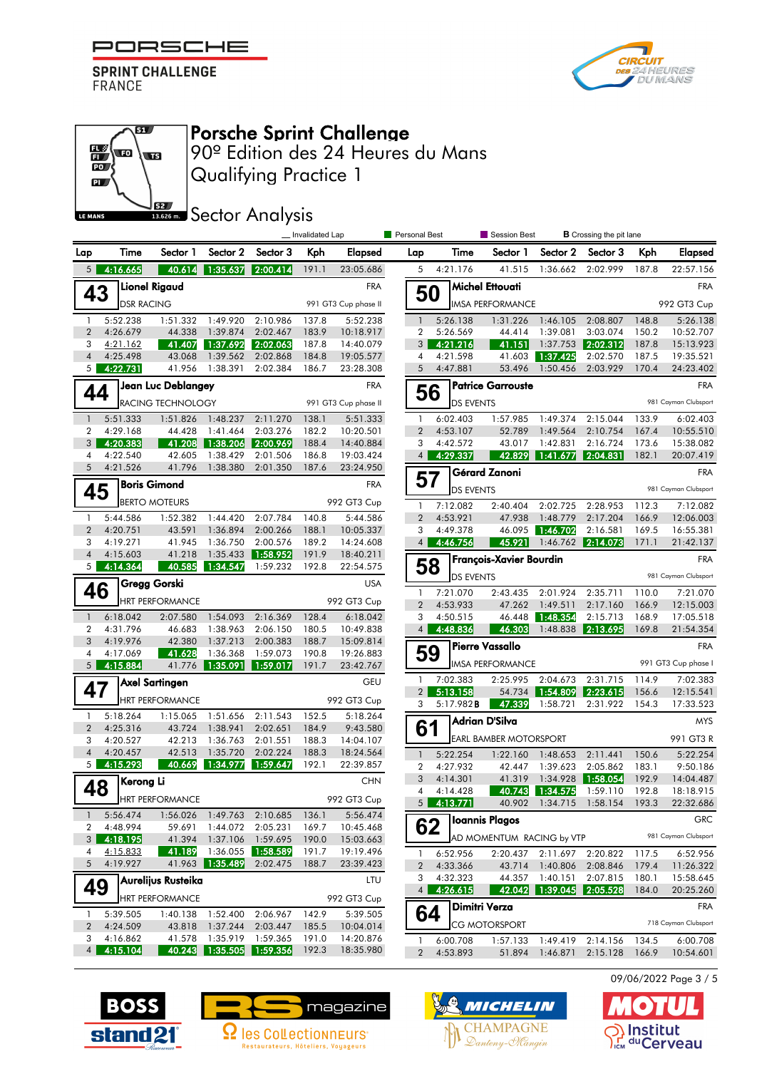# Porsche Sprint Challenge

90º Edition des 24 Heures du Mans

Qualifying Practice 1

## Sector Analysis

_ Invalidated Lap | Personal Best | Session Best | B Crossing the pit lane

| Lap | Time | Sector 1 | Sector 2 | Sector 3 | Kph | Elapsed |
|---|---|---|---|---|---|---|
| 5 | 4:16.665 | 40.614 | 1:35.637 | 2:00.414 | 191.1 | 23:05.686 |

**43 Lionel Rigaud** — FRA — DSR RACING — 991 GT3 Cup phase II

| Lap | Time | Sector 1 | Sector 2 | Sector 3 | Kph | Elapsed |
|---|---|---|---|---|---|---|
| 1 | 5:52.238 | 1:51.332 | 1:49.920 | 2:10.986 | 137.8 | 5:52.238 |
| 2 | 4:26.679 | 44.338 | 1:39.874 | 2:02.467 | 183.9 | 10:18.917 |
| 3 | 4:21.162 | 41.407 | 1:37.692 | 2:02.063 | 187.8 | 14:40.079 |
| 4 | 4:25.498 | 43.068 | 1:39.562 | 2:02.868 | 184.8 | 19:05.577 |
| 5 | 4:22.731 | 41.956 | 1:38.391 | 2:02.384 | 186.7 | 23:28.308 |

**44 Jean Luc Deblangey** — FRA — RACING TECHNOLOGY — 991 GT3 Cup phase II

| Lap | Time | Sector 1 | Sector 2 | Sector 3 | Kph | Elapsed |
|---|---|---|---|---|---|---|
| 1 | 5:51.333 | 1:51.826 | 1:48.237 | 2:11.270 | 138.1 | 5:51.333 |
| 2 | 4:29.168 | 44.428 | 1:41.464 | 2:03.276 | 182.2 | 10:20.501 |
| 3 | 4:20.383 | 41.208 | 1:38.206 | 2:00.969 | 188.4 | 14:40.884 |
| 4 | 4:22.540 | 42.605 | 1:38.429 | 2:01.506 | 186.8 | 19:03.424 |
| 5 | 4:21.526 | 41.796 | 1:38.380 | 2:01.350 | 187.6 | 23:24.950 |

**45 Boris Gimond** — FRA — BERTO MOTEURS — 992 GT3 Cup

| Lap | Time | Sector 1 | Sector 2 | Sector 3 | Kph | Elapsed |
|---|---|---|---|---|---|---|
| 1 | 5:44.586 | 1:52.382 | 1:44.420 | 2:07.784 | 140.8 | 5:44.586 |
| 2 | 4:20.751 | 43.591 | 1:36.894 | 2:00.266 | 188.1 | 10:05.337 |
| 3 | 4:19.271 | 41.945 | 1:36.750 | 2:00.576 | 189.2 | 14:24.608 |
| 4 | 4:15.603 | 41.218 | 1:35.433 | 1:58.952 | 191.9 | 18:40.211 |
| 5 | 4:14.364 | 40.585 | 1:34.547 | 1:59.232 | 192.8 | 22:54.575 |

**46 Gregg Gorski** — USA — HRT PERFORMANCE — 992 GT3 Cup

| Lap | Time | Sector 1 | Sector 2 | Sector 3 | Kph | Elapsed |
|---|---|---|---|---|---|---|
| 1 | 6:18.042 | 2:07.580 | 1:54.093 | 2:16.369 | 128.4 | 6:18.042 |
| 2 | 4:31.796 | 46.683 | 1:38.963 | 2:06.150 | 180.5 | 10:49.838 |
| 3 | 4:19.976 | 42.380 | 1:37.213 | 2:00.383 | 188.7 | 15:09.814 |
| 4 | 4:17.069 | 41.628 | 1:36.368 | 1:59.073 | 190.8 | 19:26.883 |
| 5 | 4:15.884 | 41.776 | 1:35.091 | 1:59.017 | 191.7 | 23:42.767 |

**47 Axel Sartingen** — GEU — HRT PERFORMANCE — 992 GT3 Cup

| Lap | Time | Sector 1 | Sector 2 | Sector 3 | Kph | Elapsed |
|---|---|---|---|---|---|---|
| 1 | 5:18.264 | 1:15.065 | 1:51.656 | 2:11.543 | 152.5 | 5:18.264 |
| 2 | 4:25.316 | 43.724 | 1:38.941 | 2:02.651 | 184.9 | 9:43.580 |
| 3 | 4:20.527 | 42.213 | 1:36.763 | 2:01.551 | 188.3 | 14:04.107 |
| 4 | 4:20.457 | 42.513 | 1:35.720 | 2:02.224 | 188.3 | 18:24.564 |
| 5 | 4:15.293 | 40.669 | 1:34.977 | 1:59.647 | 192.1 | 22:39.857 |

**48 Kerong Li** — CHN — HRT PERFORMANCE — 992 GT3 Cup

| Lap | Time | Sector 1 | Sector 2 | Sector 3 | Kph | Elapsed |
|---|---|---|---|---|---|---|
| 1 | 5:56.474 | 1:56.026 | 1:49.763 | 2:10.685 | 136.1 | 5:56.474 |
| 2 | 4:48.994 | 59.691 | 1:44.072 | 2:05.231 | 169.7 | 10:45.468 |
| 3 | 4:18.195 | 41.394 | 1:37.106 | 1:59.695 | 190.0 | 15:03.663 |
| 4 | 4:15.833 | 41.189 | 1:36.055 | 1:58.589 | 191.7 | 19:19.496 |
| 5 | 4:19.927 | 41.963 | 1:35.489 | 2:02.475 | 188.7 | 23:39.423 |

**49 Aurelijus Rusteika** — LTU — HRT PERFORMANCE — 992 GT3 Cup

| Lap | Time | Sector 1 | Sector 2 | Sector 3 | Kph | Elapsed |
|---|---|---|---|---|---|---|
| 1 | 5:39.505 | 1:40.138 | 1:52.400 | 2:06.967 | 142.9 | 5:39.505 |
| 2 | 4:24.509 | 43.818 | 1:37.244 | 2:03.447 | 185.5 | 10:04.014 |
| 3 | 4:16.862 | 41.578 | 1:35.919 | 1:59.365 | 191.0 | 14:20.876 |
| 4 | 4:15.104 | 40.243 | 1:35.505 | 1:59.356 | 192.3 | 18:35.980 |

| Lap | Time | Sector 1 | Sector 2 | Sector 3 | Kph | Elapsed |
|---|---|---|---|---|---|---|
| 5 | 4:21.176 | 41.515 | 1:36.662 | 2:02.999 | 187.8 | 22:57.156 |

**50 Michel Ettouati** — FRA — IMSA PERFORMANCE — 992 GT3 Cup

| Lap | Time | Sector 1 | Sector 2 | Sector 3 | Kph | Elapsed |
|---|---|---|---|---|---|---|
| 1 | 5:26.138 | 1:31.226 | 1:46.105 | 2:08.807 | 148.8 | 5:26.138 |
| 2 | 5:26.569 | 44.414 | 1:39.081 | 3:03.074 | 150.2 | 10:52.707 |
| 3 | 4:21.216 | 41.151 | 1:37.753 | 2:02.312 | 187.8 | 15:13.923 |
| 4 | 4:21.598 | 41.603 | 1:37.425 | 2:02.570 | 187.5 | 19:35.521 |
| 5 | 4:47.881 | 53.496 | 1:50.456 | 2:03.929 | 170.4 | 24:23.402 |

**56 Patrice Garrouste** — FRA — DS EVENTS — 981 Cayman Clubsport

| Lap | Time | Sector 1 | Sector 2 | Sector 3 | Kph | Elapsed |
|---|---|---|---|---|---|---|
| 1 | 6:02.403 | 1:57.985 | 1:49.374 | 2:15.044 | 133.9 | 6:02.403 |
| 2 | 4:53.107 | 52.789 | 1:49.564 | 2:10.754 | 167.4 | 10:55.510 |
| 3 | 4:42.572 | 43.017 | 1:42.831 | 2:16.724 | 173.6 | 15:38.082 |
| 4 | 4:29.337 | 42.829 | 1:41.677 | 2:04.831 | 182.1 | 20:07.419 |

**57 Gérard Zanoni** — FRA — DS EVENTS — 981 Cayman Clubsport

| Lap | Time | Sector 1 | Sector 2 | Sector 3 | Kph | Elapsed |
|---|---|---|---|---|---|---|
| 1 | 7:12.082 | 2:40.404 | 2:02.725 | 2:28.953 | 112.3 | 7:12.082 |
| 2 | 4:53.921 | 47.938 | 1:48.779 | 2:17.204 | 166.9 | 12:06.003 |
| 3 | 4:49.378 | 46.095 | 1:46.702 | 2:16.581 | 169.5 | 16:55.381 |
| 4 | 4:46.756 | 45.921 | 1:46.762 | 2:14.073 | 171.1 | 21:42.137 |

**58 François-Xavier Bourdin** — FRA — DS EVENTS — 981 Cayman Clubsport

| Lap | Time | Sector 1 | Sector 2 | Sector 3 | Kph | Elapsed |
|---|---|---|---|---|---|---|
| 1 | 7:21.070 | 2:43.435 | 2:01.924 | 2:35.711 | 110.0 | 7:21.070 |
| 2 | 4:53.933 | 47.262 | 1:49.511 | 2:17.160 | 166.9 | 12:15.003 |
| 3 | 4:50.515 | 46.448 | 1:48.354 | 2:15.713 | 168.9 | 17:05.518 |
| 4 | 4:48.836 | 46.303 | 1:48.838 | 2:13.695 | 169.8 | 21:54.354 |

**59 Pierre Vassallo** — FRA — IMSA PERFORMANCE — 991 GT3 Cup phase I

| Lap | Time | Sector 1 | Sector 2 | Sector 3 | Kph | Elapsed |
|---|---|---|---|---|---|---|
| 1 | 7:02.383 | 2:25.995 | 2:04.673 | 2:31.715 | 114.9 | 7:02.383 |
| 2 | 5:13.158 | 54.734 | 1:54.809 | 2:23.615 | 156.6 | 12:15.541 |
| 3 | 5:17.982 B | 47.339 | 1:58.721 | 2:31.922 | 154.3 | 17:33.523 |

**61 Adrian D'Silva** — MYS — EARL BAMBER MOTORSPORT — 991 GT3 R

| Lap | Time | Sector 1 | Sector 2 | Sector 3 | Kph | Elapsed |
|---|---|---|---|---|---|---|
| 1 | 5:22.254 | 1:22.160 | 1:48.653 | 2:11.441 | 150.6 | 5:22.254 |
| 2 | 4:27.932 | 42.447 | 1:39.623 | 2:05.862 | 183.1 | 9:50.186 |
| 3 | 4:14.301 | 41.319 | 1:34.928 | 1:58.054 | 192.9 | 14:04.487 |
| 4 | 4:14.428 | 40.743 | 1:34.575 | 1:59.110 | 192.8 | 18:18.915 |
| 5 | 4:13.771 | 40.902 | 1:34.715 | 1:58.154 | 193.3 | 22:32.686 |

**62 Ioannis Plagos** — GRC — AD MOMENTUM RACING by VTP — 981 Cayman Clubsport

| Lap | Time | Sector 1 | Sector 2 | Sector 3 | Kph | Elapsed |
|---|---|---|---|---|---|---|
| 1 | 6:52.956 | 2:20.437 | 2:11.697 | 2:20.822 | 117.5 | 6:52.956 |
| 2 | 4:33.366 | 43.714 | 1:40.806 | 2:08.846 | 179.4 | 11:26.322 |
| 3 | 4:32.323 | 44.357 | 1:40.151 | 2:07.815 | 180.1 | 15:58.645 |
| 4 | 4:26.615 | 42.042 | 1:39.045 | 2:05.528 | 184.0 | 20:25.260 |

**64 Dimitri Verza** — FRA — CG MOTORSPORT — 718 Cayman Clubsport

| Lap | Time | Sector 1 | Sector 2 | Sector 3 | Kph | Elapsed |
|---|---|---|---|---|---|---|
| 1 | 6:00.708 | 1:57.133 | 1:49.419 | 2:14.156 | 134.5 | 6:00.708 |
| 2 | 4:53.893 | 51.894 | 1:46.871 | 2:15.128 | 166.9 | 10:54.601 |

09/06/2022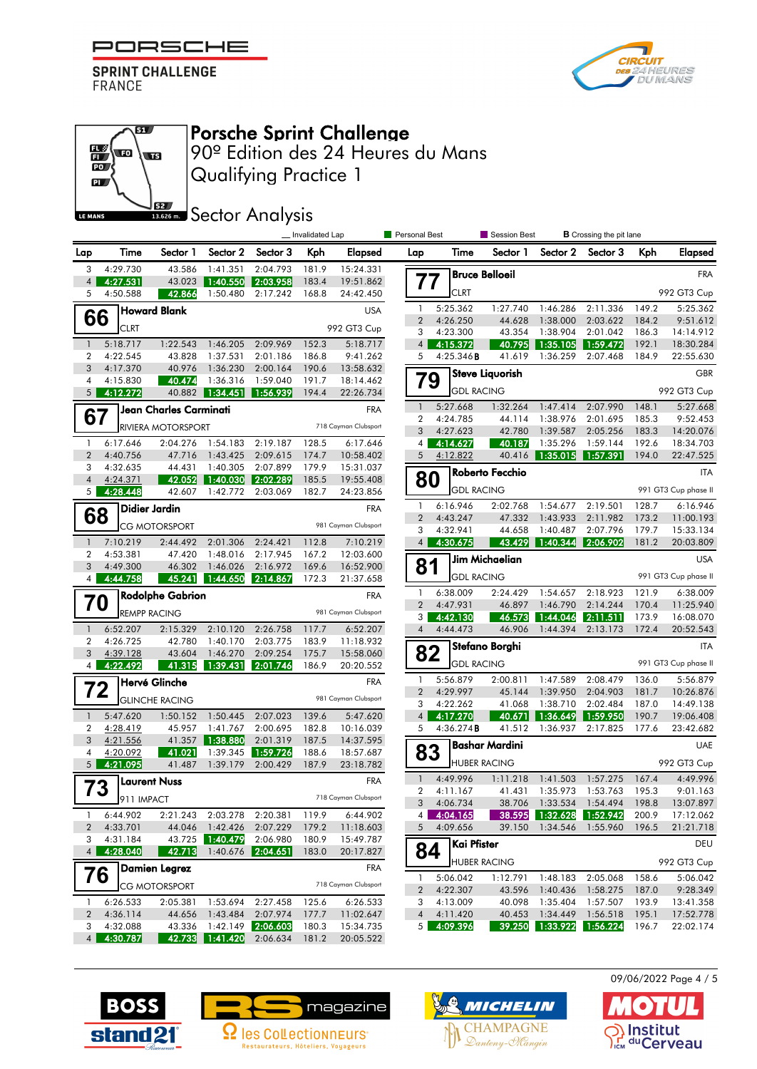# Porsche Sprint Challenge

## 90º Edition des 24 Heures du Mans

## Qualifying Practice 1

## Sector Analysis

Le Mans 13.626 m.

_ Invalidated Lap | Personal Best | Session Best | B Crossing the pit lane

(continued from previous page)

| Lap | Time | Sector 1 | Sector 2 | Sector 3 | Kph | Elapsed |
|---|---|---|---|---|---|---|
| 3 | 4:29.730 | 43.586 | 1:41.351 | 2:04.793 | 181.9 | 15:24.331 |
| 4 | 4:27.531 | 43.023 | 1:40.550 | 2:03.958 | 183.4 | 19:51.862 |
| 5 | 4:50.588 | 42.866 | 1:50.480 | 2:17.242 | 168.8 | 24:42.450 |

### 66 Howard Blank — USA — CLRT — 992 GT3 Cup

| Lap | Time | Sector 1 | Sector 2 | Sector 3 | Kph | Elapsed |
|---|---|---|---|---|---|---|
| 1 | 5:18.717 | 1:22.543 | 1:46.205 | 2:09.969 | 152.3 | 5:18.717 |
| 2 | 4:22.545 | 43.828 | 1:37.531 | 2:01.186 | 186.8 | 9:41.262 |
| 3 | 4:17.370 | 40.976 | 1:36.230 | 2:00.164 | 190.6 | 13:58.632 |
| 4 | 4:15.830 | 40.474 | 1:36.316 | 1:59.040 | 191.7 | 18:14.462 |
| 5 | 4:12.272 | 40.882 | 1:34.451 | 1:56.939 | 194.4 | 22:26.734 |

### 67 Jean Charles Carminati — FRA — RIVIERA MOTORSPORT — 718 Cayman Clubsport

| Lap | Time | Sector 1 | Sector 2 | Sector 3 | Kph | Elapsed |
|---|---|---|---|---|---|---|
| 1 | 6:17.646 | 2:04.276 | 1:54.183 | 2:19.187 | 128.5 | 6:17.646 |
| 2 | 4:40.756 | 47.716 | 1:43.425 | 2:09.615 | 174.7 | 10:58.402 |
| 3 | 4:32.635 | 44.431 | 1:40.305 | 2:07.899 | 179.9 | 15:31.037 |
| 4 | 4:24.371 | 42.052 | 1:40.030 | 2:02.289 | 185.5 | 19:55.408 |
| 5 | 4:28.448 | 42.607 | 1:42.772 | 2:03.069 | 182.7 | 24:23.856 |

### 68 Didier Jardin — FRA — CG MOTORSPORT — 981 Cayman Clubsport

| Lap | Time | Sector 1 | Sector 2 | Sector 3 | Kph | Elapsed |
|---|---|---|---|---|---|---|
| 1 | 7:10.219 | 2:44.492 | 2:01.306 | 2:24.421 | 112.8 | 7:10.219 |
| 2 | 4:53.381 | 47.420 | 1:48.016 | 2:17.945 | 167.2 | 12:03.600 |
| 3 | 4:49.300 | 46.302 | 1:46.026 | 2:16.972 | 169.6 | 16:52.900 |
| 4 | 4:44.758 | 45.241 | 1:44.650 | 2:14.867 | 172.3 | 21:37.658 |

### 70 Rodolphe Gabrion — FRA — REMPP RACING — 981 Cayman Clubsport

| Lap | Time | Sector 1 | Sector 2 | Sector 3 | Kph | Elapsed |
|---|---|---|---|---|---|---|
| 1 | 6:52.207 | 2:15.329 | 2:10.120 | 2:26.758 | 117.7 | 6:52.207 |
| 2 | 4:26.725 | 42.780 | 1:40.170 | 2:03.775 | 183.9 | 11:18.932 |
| 3 | 4:39.128 | 43.604 | 1:46.270 | 2:09.254 | 175.7 | 15:58.060 |
| 4 | 4:22.492 | 41.315 | 1:39.431 | 2:01.746 | 186.9 | 20:20.552 |

### 72 Hervé Glinche — FRA — GLINCHE RACING — 981 Cayman Clubsport

| Lap | Time | Sector 1 | Sector 2 | Sector 3 | Kph | Elapsed |
|---|---|---|---|---|---|---|
| 1 | 5:47.620 | 1:50.152 | 1:50.445 | 2:07.023 | 139.6 | 5:47.620 |
| 2 | 4:28.419 | 45.957 | 1:41.767 | 2:00.695 | 182.8 | 10:16.039 |
| 3 | 4:21.556 | 41.357 | 1:38.880 | 2:01.319 | 187.5 | 14:37.595 |
| 4 | 4:20.092 | 41.021 | 1:39.345 | 1:59.726 | 188.6 | 18:57.687 |
| 5 | 4:21.095 | 41.487 | 1:39.179 | 2:00.429 | 187.9 | 23:18.782 |

### 73 Laurent Nuss — FRA — 911 IMPACT — 718 Cayman Clubsport

| Lap | Time | Sector 1 | Sector 2 | Sector 3 | Kph | Elapsed |
|---|---|---|---|---|---|---|
| 1 | 6:44.902 | 2:21.243 | 2:03.278 | 2:20.381 | 119.9 | 6:44.902 |
| 2 | 4:33.701 | 44.046 | 1:42.426 | 2:07.229 | 179.2 | 11:18.603 |
| 3 | 4:31.184 | 43.725 | 1:40.479 | 2:06.980 | 180.9 | 15:49.787 |
| 4 | 4:28.040 | 42.713 | 1:40.676 | 2:04.651 | 183.0 | 20:17.827 |

### 76 Damien Legrez — FRA — CG MOTORSPORT — 718 Cayman Clubsport

| Lap | Time | Sector 1 | Sector 2 | Sector 3 | Kph | Elapsed |
|---|---|---|---|---|---|---|
| 1 | 6:26.533 | 2:05.381 | 1:53.694 | 2:27.458 | 125.6 | 6:26.533 |
| 2 | 4:36.114 | 44.656 | 1:43.484 | 2:07.974 | 177.7 | 11:02.647 |
| 3 | 4:32.088 | 43.336 | 1:42.149 | 2:06.603 | 180.3 | 15:34.735 |
| 4 | 4:30.787 | 42.733 | 1:41.420 | 2:06.634 | 181.2 | 20:05.522 |

### 77 Bruce Belloeil — FRA — CLRT — 992 GT3 Cup

| Lap | Time | Sector 1 | Sector 2 | Sector 3 | Kph | Elapsed |
|---|---|---|---|---|---|---|
| 1 | 5:25.362 | 1:27.740 | 1:46.286 | 2:11.336 | 149.2 | 5:25.362 |
| 2 | 4:26.250 | 44.628 | 1:38.000 | 2:03.622 | 184.2 | 9:51.612 |
| 3 | 4:23.300 | 43.354 | 1:38.904 | 2:01.042 | 186.3 | 14:14.912 |
| 4 | 4:15.372 | 40.795 | 1:35.105 | 1:59.472 | 192.1 | 18:30.284 |
| 5 | 4:25.346 B | 41.619 | 1:36.259 | 2:07.468 | 184.9 | 22:55.630 |

### 79 Steve Liquorish — GBR — GDL RACING — 992 GT3 Cup

| Lap | Time | Sector 1 | Sector 2 | Sector 3 | Kph | Elapsed |
|---|---|---|---|---|---|---|
| 1 | 5:27.668 | 1:32.264 | 1:47.414 | 2:07.990 | 148.1 | 5:27.668 |
| 2 | 4:24.785 | 44.114 | 1:38.976 | 2:01.695 | 185.3 | 9:52.453 |
| 3 | 4:27.623 | 42.780 | 1:39.587 | 2:05.256 | 183.3 | 14:20.076 |
| 4 | 4:14.627 | 40.187 | 1:35.296 | 1:59.144 | 192.6 | 18:34.703 |
| 5 | 4:12.822 | 40.416 | 1:35.015 | 1:57.391 | 194.0 | 22:47.525 |

### 80 Roberto Fecchio — ITA — GDL RACING — 991 GT3 Cup phase II

| Lap | Time | Sector 1 | Sector 2 | Sector 3 | Kph | Elapsed |
|---|---|---|---|---|---|---|
| 1 | 6:16.946 | 2:02.768 | 1:54.677 | 2:19.501 | 128.7 | 6:16.946 |
| 2 | 4:43.247 | 47.332 | 1:43.933 | 2:11.982 | 173.2 | 11:00.193 |
| 3 | 4:32.941 | 44.658 | 1:40.487 | 2:07.796 | 179.7 | 15:33.134 |
| 4 | 4:30.675 | 43.429 | 1:40.344 | 2:06.902 | 181.2 | 20:03.809 |

### 81 Jim Michaelian — USA — GDL RACING — 991 GT3 Cup phase II

| Lap | Time | Sector 1 | Sector 2 | Sector 3 | Kph | Elapsed |
|---|---|---|---|---|---|---|
| 1 | 6:38.009 | 2:24.429 | 1:54.657 | 2:18.923 | 121.9 | 6:38.009 |
| 2 | 4:47.931 | 46.897 | 1:46.790 | 2:14.244 | 170.4 | 11:25.940 |
| 3 | 4:42.130 | 46.573 | 1:44.046 | 2:11.511 | 173.9 | 16:08.070 |
| 4 | 4:44.473 | 46.906 | 1:44.394 | 2:13.173 | 172.4 | 20:52.543 |

### 82 Stefano Borghi — ITA — GDL RACING — 991 GT3 Cup phase II

| Lap | Time | Sector 1 | Sector 2 | Sector 3 | Kph | Elapsed |
|---|---|---|---|---|---|---|
| 1 | 5:56.879 | 2:00.811 | 1:47.589 | 2:08.479 | 136.0 | 5:56.879 |
| 2 | 4:29.997 | 45.144 | 1:39.950 | 2:04.903 | 181.7 | 10:26.876 |
| 3 | 4:22.262 | 41.068 | 1:38.710 | 2:02.484 | 187.0 | 14:49.138 |
| 4 | 4:17.270 | 40.671 | 1:36.649 | 1:59.950 | 190.7 | 19:06.408 |
| 5 | 4:36.274 B | 41.512 | 1:36.937 | 2:17.825 | 177.6 | 23:42.682 |

### 83 Bashar Mardini — UAE — HUBER RACING — 992 GT3 Cup

| Lap | Time | Sector 1 | Sector 2 | Sector 3 | Kph | Elapsed |
|---|---|---|---|---|---|---|
| 1 | 4:49.996 | 1:11.218 | 1:41.503 | 1:57.275 | 167.4 | 4:49.996 |
| 2 | 4:11.167 | 41.431 | 1:35.973 | 1:53.763 | 195.3 | 9:01.163 |
| 3 | 4:06.734 | 38.706 | 1:33.534 | 1:54.494 | 198.8 | 13:07.897 |
| 4 | 4:04.165 | 38.595 | 1:32.628 | 1:52.942 | 200.9 | 17:12.062 |
| 5 | 4:09.656 | 39.150 | 1:34.546 | 1:55.960 | 196.5 | 21:21.718 |

### 84 Kai Pfister — DEU — HUBER RACING — 992 GT3 Cup

| Lap | Time | Sector 1 | Sector 2 | Sector 3 | Kph | Elapsed |
|---|---|---|---|---|---|---|
| 1 | 5:06.042 | 1:12.791 | 1:48.183 | 2:05.068 | 158.6 | 5:06.042 |
| 2 | 4:22.307 | 43.596 | 1:40.436 | 1:58.275 | 187.0 | 9:28.349 |
| 3 | 4:13.009 | 40.098 | 1:35.404 | 1:57.507 | 193.9 | 13:41.358 |
| 4 | 4:11.420 | 40.453 | 1:34.449 | 1:56.518 | 195.1 | 17:52.778 |
| 5 | 4:09.396 | 39.250 | 1:33.922 | 1:56.224 | 196.7 | 22:02.174 |

09/06/2022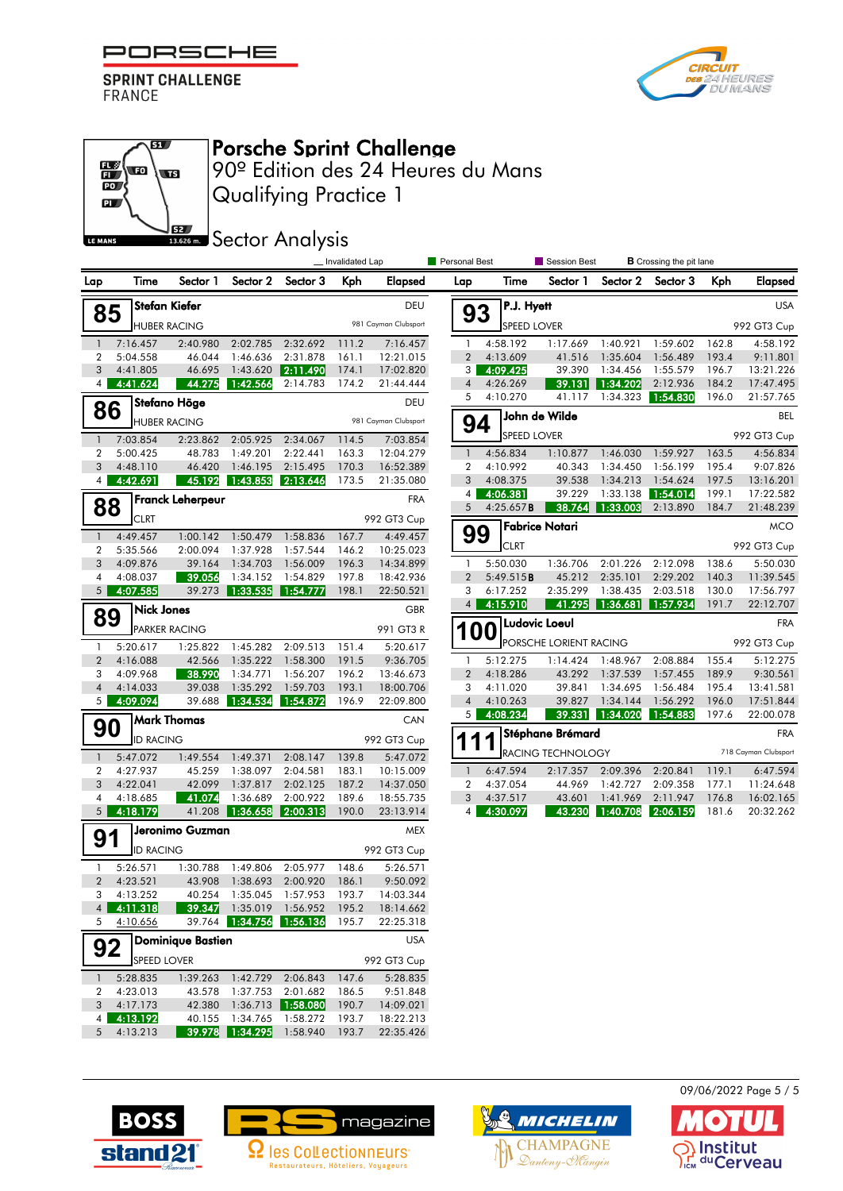PORSCHE SPRINT CHALLENGE FRANCE

# Porsche Sprint Challenge

## 90º Edition des 24 Heures du Mans

## Qualifying Practice 1

LE MANS 13.626 m.

## Sector Analysis

_ Invalidated Lap | Personal Best | Session Best | B Crossing the pit lane

### 85 Stefan Kiefer — DEU — HUBER RACING — 981 Cayman Clubsport

| Lap | Time | Sector 1 | Sector 2 | Sector 3 | Kph | Elapsed |
|---|---|---|---|---|---|---|
| 1 | 7:16.457 | 2:40.980 | 2:02.785 | 2:32.692 | 111.2 | 7:16.457 |
| 2 | 5:04.558 | 46.044 | 1:46.636 | 2:31.878 | 161.1 | 12:21.015 |
| 3 | 4:41.805 | 46.695 | 1:43.620 | 2:11.490 | 174.1 | 17:02.820 |
| 4 | 4:41.624 | 44.275 | 1:42.566 | 2:14.783 | 174.2 | 21:44.444 |

### 86 Stefano Höge — DEU — HUBER RACING — 981 Cayman Clubsport

| Lap | Time | Sector 1 | Sector 2 | Sector 3 | Kph | Elapsed |
|---|---|---|---|---|---|---|
| 1 | 7:03.854 | 2:23.862 | 2:05.925 | 2:34.067 | 114.5 | 7:03.854 |
| 2 | 5:00.425 | 48.783 | 1:49.201 | 2:22.441 | 163.3 | 12:04.279 |
| 3 | 4:48.110 | 46.420 | 1:46.195 | 2:15.495 | 170.3 | 16:52.389 |
| 4 | 4:42.691 | 45.192 | 1:43.853 | 2:13.646 | 173.5 | 21:35.080 |

### 88 Franck Leherpeur — FRA — CLRT — 992 GT3 Cup

| Lap | Time | Sector 1 | Sector 2 | Sector 3 | Kph | Elapsed |
|---|---|---|---|---|---|---|
| 1 | 4:49.457 | 1:00.142 | 1:50.479 | 1:58.836 | 167.7 | 4:49.457 |
| 2 | 5:35.566 | 2:00.094 | 1:37.928 | 1:57.544 | 146.2 | 10:25.023 |
| 3 | 4:09.876 | 39.164 | 1:34.703 | 1:56.009 | 196.3 | 14:34.899 |
| 4 | 4:08.037 | 39.056 | 1:34.152 | 1:54.829 | 197.8 | 18:42.936 |
| 5 | 4:07.585 | 39.273 | 1:33.535 | 1:54.777 | 198.1 | 22:50.521 |

### 89 Nick Jones — GBR — PARKER RACING — 991 GT3 R

| Lap | Time | Sector 1 | Sector 2 | Sector 3 | Kph | Elapsed |
|---|---|---|---|---|---|---|
| 1 | 5:20.617 | 1:25.822 | 1:45.282 | 2:09.513 | 151.4 | 5:20.617 |
| 2 | 4:16.088 | 42.566 | 1:35.222 | 1:58.300 | 191.5 | 9:36.705 |
| 3 | 4:09.968 | 38.990 | 1:34.771 | 1:56.207 | 196.2 | 13:46.673 |
| 4 | 4:14.033 | 39.038 | 1:35.292 | 1:59.703 | 193.1 | 18:00.706 |
| 5 | 4:09.094 | 39.688 | 1:34.534 | 1:54.872 | 196.9 | 22:09.800 |

### 90 Mark Thomas — CAN — ID RACING — 992 GT3 Cup

| Lap | Time | Sector 1 | Sector 2 | Sector 3 | Kph | Elapsed |
|---|---|---|---|---|---|---|
| 1 | 5:47.072 | 1:49.554 | 1:49.371 | 2:08.147 | 139.8 | 5:47.072 |
| 2 | 4:27.937 | 45.259 | 1:38.097 | 2:04.581 | 183.1 | 10:15.009 |
| 3 | 4:22.041 | 42.099 | 1:37.817 | 2:02.125 | 187.2 | 14:37.050 |
| 4 | 4:18.685 | 41.074 | 1:36.689 | 2:00.922 | 189.6 | 18:55.735 |
| 5 | 4:18.179 | 41.208 | 1:36.658 | 2:00.313 | 190.0 | 23:13.914 |

### 91 Jeronimo Guzman — MEX — ID RACING — 992 GT3 Cup

| Lap | Time | Sector 1 | Sector 2 | Sector 3 | Kph | Elapsed |
|---|---|---|---|---|---|---|
| 1 | 5:26.571 | 1:30.788 | 1:49.806 | 2:05.977 | 148.6 | 5:26.571 |
| 2 | 4:23.521 | 43.908 | 1:38.693 | 2:00.920 | 186.1 | 9:50.092 |
| 3 | 4:13.252 | 40.254 | 1:35.045 | 1:57.953 | 193.7 | 14:03.344 |
| 4 | 4:11.318 | 39.347 | 1:35.019 | 1:56.952 | 195.2 | 18:14.662 |
| 5 | 4:10.656 | 39.764 | 1:34.756 | 1:56.136 | 195.7 | 22:25.318 |

### 92 Dominique Bastien — USA — SPEED LOVER — 992 GT3 Cup

| Lap | Time | Sector 1 | Sector 2 | Sector 3 | Kph | Elapsed |
|---|---|---|---|---|---|---|
| 1 | 5:28.835 | 1:39.263 | 1:42.729 | 2:06.843 | 147.6 | 5:28.835 |
| 2 | 4:23.013 | 43.578 | 1:37.753 | 2:01.682 | 186.5 | 9:51.848 |
| 3 | 4:17.173 | 42.380 | 1:36.713 | 1:58.080 | 190.7 | 14:09.021 |
| 4 | 4:13.192 | 40.155 | 1:34.765 | 1:58.272 | 193.7 | 18:22.213 |
| 5 | 4:13.213 | 39.978 | 1:34.295 | 1:58.940 | 193.7 | 22:35.426 |

### 93 P.J. Hyett — USA — SPEED LOVER — 992 GT3 Cup

| Lap | Time | Sector 1 | Sector 2 | Sector 3 | Kph | Elapsed |
|---|---|---|---|---|---|---|
| 1 | 4:58.192 | 1:17.669 | 1:40.921 | 1:59.602 | 162.8 | 4:58.192 |
| 2 | 4:13.609 | 41.516 | 1:35.604 | 1:56.489 | 193.4 | 9:11.801 |
| 3 | 4:09.425 | 39.390 | 1:34.456 | 1:55.579 | 196.7 | 13:21.226 |
| 4 | 4:26.269 | 39.131 | 1:34.202 | 2:12.936 | 184.2 | 17:47.495 |
| 5 | 4:10.270 | 41.117 | 1:34.323 | 1:54.830 | 196.0 | 21:57.765 |

### 94 John de Wilde — BEL — SPEED LOVER — 992 GT3 Cup

| Lap | Time | Sector 1 | Sector 2 | Sector 3 | Kph | Elapsed |
|---|---|---|---|---|---|---|
| 1 | 4:56.834 | 1:10.877 | 1:46.030 | 1:59.927 | 163.5 | 4:56.834 |
| 2 | 4:10.992 | 40.343 | 1:34.450 | 1:56.199 | 195.4 | 9:07.826 |
| 3 | 4:08.375 | 39.538 | 1:34.213 | 1:54.624 | 197.5 | 13:16.201 |
| 4 | 4:06.381 | 39.229 | 1:33.138 | 1:54.014 | 199.1 | 17:22.582 |
| 5 | 4:25.657 B | 38.764 | 1:33.003 | 2:13.890 | 184.7 | 21:48.239 |

### 99 Fabrice Notari — MCO — CLRT — 992 GT3 Cup

| Lap | Time | Sector 1 | Sector 2 | Sector 3 | Kph | Elapsed |
|---|---|---|---|---|---|---|
| 1 | 5:50.030 | 1:36.706 | 2:01.226 | 2:12.098 | 138.6 | 5:50.030 |
| 2 | 5:49.515 B | 45.212 | 2:35.101 | 2:29.202 | 140.3 | 11:39.545 |
| 3 | 6:17.252 | 2:35.299 | 1:38.435 | 2:03.518 | 130.0 | 17:56.797 |
| 4 | 4:15.910 | 41.295 | 1:36.681 | 1:57.934 | 191.7 | 22:12.707 |

### 100 Ludovic Loeul — FRA — PORSCHE LORIENT RACING — 992 GT3 Cup

| Lap | Time | Sector 1 | Sector 2 | Sector 3 | Kph | Elapsed |
|---|---|---|---|---|---|---|
| 1 | 5:12.275 | 1:14.424 | 1:48.967 | 2:08.884 | 155.4 | 5:12.275 |
| 2 | 4:18.286 | 43.292 | 1:37.539 | 1:57.455 | 189.9 | 9:30.561 |
| 3 | 4:11.020 | 39.841 | 1:34.695 | 1:56.484 | 195.4 | 13:41.581 |
| 4 | 4:10.263 | 39.827 | 1:34.144 | 1:56.292 | 196.0 | 17:51.844 |
| 5 | 4:08.234 | 39.331 | 1:34.020 | 1:54.883 | 197.6 | 22:00.078 |

### 111 Stéphane Brémard — FRA — RACING TECHNOLOGY — 718 Cayman Clubsport

| Lap | Time | Sector 1 | Sector 2 | Sector 3 | Kph | Elapsed |
|---|---|---|---|---|---|---|
| 1 | 6:47.594 | 2:17.357 | 2:09.396 | 2:20.841 | 119.1 | 6:47.594 |
| 2 | 4:37.054 | 44.969 | 1:42.727 | 2:09.358 | 177.1 | 11:24.648 |
| 3 | 4:37.517 | 43.601 | 1:41.969 | 2:11.947 | 176.8 | 16:02.165 |
| 4 | 4:30.097 | 43.230 | 1:40.708 | 2:06.159 | 181.6 | 20:32.262 |

09/06/2022

BOSS stand21 — RS magazine — les CoLLectionneurs — MICHELIN — CHAMPAGNE Danteny-Mangin — MOTUL — Institut du Cerveau